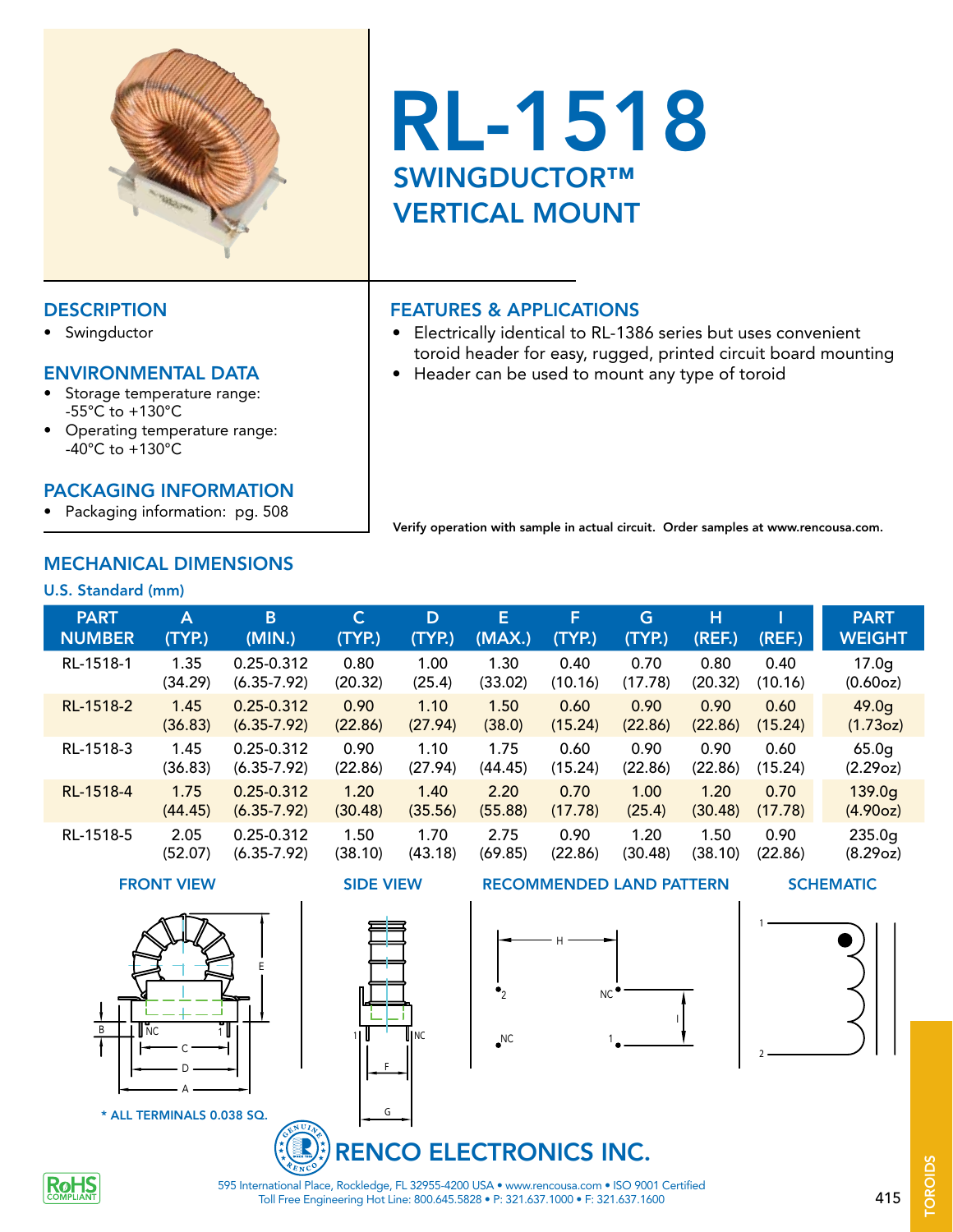# RL-1518

## SWINGDUCTOR™ VERTICAL MOUNT

## DESCRIPTION

- Swingductor

## ENVIRONMENTAL DATA

- Storage temperature range: -55°C to +130°C
- Operating temperature range: -40°C to +130°C

## PACKAGING INFORMATION

- Packaging information: pg. 508

## FEATURES & APPLICATIONS

- Electrically identical to RL-1386 series but uses convenient toroid header for easy, rugged, printed circuit board mounting
- Header can be used to mount any type of toroid

**Verify operation with sample in actual circuit. Order samples at www.rencousa.com.**

## MECHANICAL DIMENSIONS

### U.S. Standard (mm)

| PART NUMBER | A (TYP.) | B (MIN.) | C (TYP.) | D (TYP.) | E (MAX.) | F (TYP.) | G (TYP.) | H (REF.) | I (REF.) | PART WEIGHT |
|---|---|---|---|---|---|---|---|---|---|---|
| RL-1518-1 | 1.35 (34.29) | 0.25-0.312 (6.35-7.92) | 0.80 (20.32) | 1.00 (25.4) | 1.30 (33.02) | 0.40 (10.16) | 0.70 (17.78) | 0.80 (20.32) | 0.40 (10.16) | 17.0g (0.60oz) |
| RL-1518-2 | 1.45 (36.83) | 0.25-0.312 (6.35-7.92) | 0.90 (22.86) | 1.10 (27.94) | 1.50 (38.0) | 0.60 (15.24) | 0.90 (22.86) | 0.90 (22.86) | 0.60 (15.24) | 49.0g (1.73oz) |
| RL-1518-3 | 1.45 (36.83) | 0.25-0.312 (6.35-7.92) | 0.90 (22.86) | 1.10 (27.94) | 1.75 (44.45) | 0.60 (15.24) | 0.90 (22.86) | 0.90 (22.86) | 0.60 (15.24) | 65.0g (2.29oz) |
| RL-1518-4 | 1.75 (44.45) | 0.25-0.312 (6.35-7.92) | 1.20 (30.48) | 1.40 (35.56) | 2.20 (55.88) | 0.70 (17.78) | 1.00 (25.4) | 1.20 (30.48) | 0.70 (17.78) | 139.0g (4.90oz) |
| RL-1518-5 | 2.05 (52.07) | 0.25-0.312 (6.35-7.92) | 1.50 (38.10) | 1.70 (43.18) | 2.75 (69.85) | 0.90 (22.86) | 1.20 (30.48) | 1.50 (38.10) | 0.90 (22.86) | 235.0g (8.29oz) |

FRONT VIEW

SIDE VIEW

RECOMMENDED LAND PATTERN

SCHEMATIC

* ALL TERMINALS 0.038 SQ.

**RENCO ELECTRONICS INC.**

595 International Place, Rockledge, FL 32955-4200 USA • www.rencousa.com • ISO 9001 Certified
Toll Free Engineering Hot Line: 800.645.5828 • P: 321.637.1000 • F: 321.637.1600

RoHS COMPLIANT

TOROIDS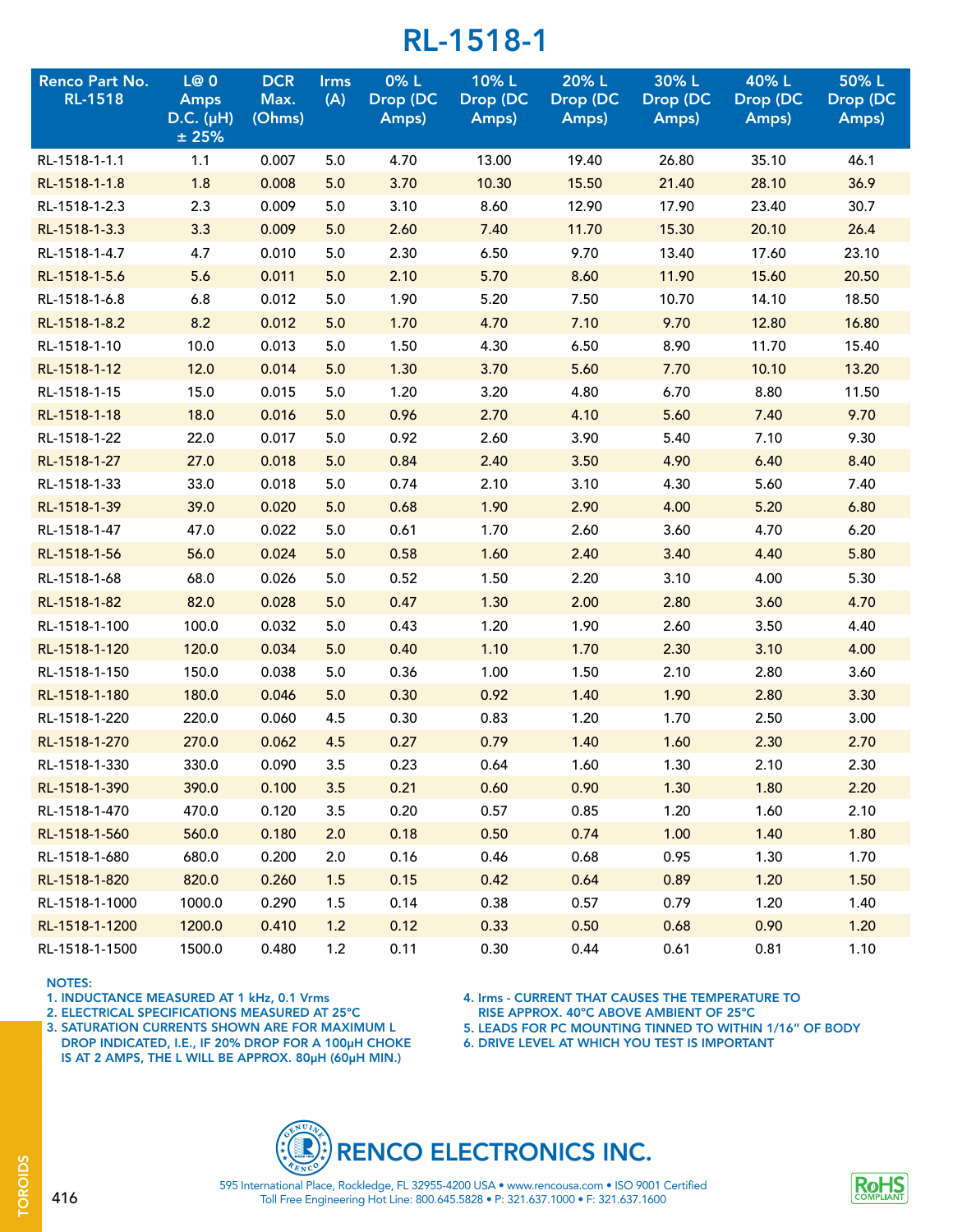# RL-1518-1

| Renco Part No. RL-1518 | L@ 0 Amps D.C. (µH) ± 25% | DCR Max. (Ohms) | Irms (A) | 0% L Drop (DC Amps) | 10% L Drop (DC Amps) | 20% L Drop (DC Amps) | 30% L Drop (DC Amps) | 40% L Drop (DC Amps) | 50% L Drop (DC Amps) |
|---|---|---|---|---|---|---|---|---|---|
| RL-1518-1-1.1 | 1.1 | 0.007 | 5.0 | 4.70 | 13.00 | 19.40 | 26.80 | 35.10 | 46.1 |
| RL-1518-1-1.8 | 1.8 | 0.008 | 5.0 | 3.70 | 10.30 | 15.50 | 21.40 | 28.10 | 36.9 |
| RL-1518-1-2.3 | 2.3 | 0.009 | 5.0 | 3.10 | 8.60 | 12.90 | 17.90 | 23.40 | 30.7 |
| RL-1518-1-3.3 | 3.3 | 0.009 | 5.0 | 2.60 | 7.40 | 11.70 | 15.30 | 20.10 | 26.4 |
| RL-1518-1-4.7 | 4.7 | 0.010 | 5.0 | 2.30 | 6.50 | 9.70 | 13.40 | 17.60 | 23.10 |
| RL-1518-1-5.6 | 5.6 | 0.011 | 5.0 | 2.10 | 5.70 | 8.60 | 11.90 | 15.60 | 20.50 |
| RL-1518-1-6.8 | 6.8 | 0.012 | 5.0 | 1.90 | 5.20 | 7.50 | 10.70 | 14.10 | 18.50 |
| RL-1518-1-8.2 | 8.2 | 0.012 | 5.0 | 1.70 | 4.70 | 7.10 | 9.70 | 12.80 | 16.80 |
| RL-1518-1-10 | 10.0 | 0.013 | 5.0 | 1.50 | 4.30 | 6.50 | 8.90 | 11.70 | 15.40 |
| RL-1518-1-12 | 12.0 | 0.014 | 5.0 | 1.30 | 3.70 | 5.60 | 7.70 | 10.10 | 13.20 |
| RL-1518-1-15 | 15.0 | 0.015 | 5.0 | 1.20 | 3.20 | 4.80 | 6.70 | 8.80 | 11.50 |
| RL-1518-1-18 | 18.0 | 0.016 | 5.0 | 0.96 | 2.70 | 4.10 | 5.60 | 7.40 | 9.70 |
| RL-1518-1-22 | 22.0 | 0.017 | 5.0 | 0.92 | 2.60 | 3.90 | 5.40 | 7.10 | 9.30 |
| RL-1518-1-27 | 27.0 | 0.018 | 5.0 | 0.84 | 2.40 | 3.50 | 4.90 | 6.40 | 8.40 |
| RL-1518-1-33 | 33.0 | 0.018 | 5.0 | 0.74 | 2.10 | 3.10 | 4.30 | 5.60 | 7.40 |
| RL-1518-1-39 | 39.0 | 0.020 | 5.0 | 0.68 | 1.90 | 2.90 | 4.00 | 5.20 | 6.80 |
| RL-1518-1-47 | 47.0 | 0.022 | 5.0 | 0.61 | 1.70 | 2.60 | 3.60 | 4.70 | 6.20 |
| RL-1518-1-56 | 56.0 | 0.024 | 5.0 | 0.58 | 1.60 | 2.40 | 3.40 | 4.40 | 5.80 |
| RL-1518-1-68 | 68.0 | 0.026 | 5.0 | 0.52 | 1.50 | 2.20 | 3.10 | 4.00 | 5.30 |
| RL-1518-1-82 | 82.0 | 0.028 | 5.0 | 0.47 | 1.30 | 2.00 | 2.80 | 3.60 | 4.70 |
| RL-1518-1-100 | 100.0 | 0.032 | 5.0 | 0.43 | 1.20 | 1.90 | 2.60 | 3.50 | 4.40 |
| RL-1518-1-120 | 120.0 | 0.034 | 5.0 | 0.40 | 1.10 | 1.70 | 2.30 | 3.10 | 4.00 |
| RL-1518-1-150 | 150.0 | 0.038 | 5.0 | 0.36 | 1.00 | 1.50 | 2.10 | 2.80 | 3.60 |
| RL-1518-1-180 | 180.0 | 0.046 | 5.0 | 0.30 | 0.92 | 1.40 | 1.90 | 2.80 | 3.30 |
| RL-1518-1-220 | 220.0 | 0.060 | 4.5 | 0.30 | 0.83 | 1.20 | 1.70 | 2.50 | 3.00 |
| RL-1518-1-270 | 270.0 | 0.062 | 4.5 | 0.27 | 0.79 | 1.40 | 1.60 | 2.30 | 2.70 |
| RL-1518-1-330 | 330.0 | 0.090 | 3.5 | 0.23 | 0.64 | 1.60 | 1.30 | 2.10 | 2.30 |
| RL-1518-1-390 | 390.0 | 0.100 | 3.5 | 0.21 | 0.60 | 0.90 | 1.30 | 1.80 | 2.20 |
| RL-1518-1-470 | 470.0 | 0.120 | 3.5 | 0.20 | 0.57 | 0.85 | 1.20 | 1.60 | 2.10 |
| RL-1518-1-560 | 560.0 | 0.180 | 2.0 | 0.18 | 0.50 | 0.74 | 1.00 | 1.40 | 1.80 |
| RL-1518-1-680 | 680.0 | 0.200 | 2.0 | 0.16 | 0.46 | 0.68 | 0.95 | 1.30 | 1.70 |
| RL-1518-1-820 | 820.0 | 0.260 | 1.5 | 0.15 | 0.42 | 0.64 | 0.89 | 1.20 | 1.50 |
| RL-1518-1-1000 | 1000.0 | 0.290 | 1.5 | 0.14 | 0.38 | 0.57 | 0.79 | 1.20 | 1.40 |
| RL-1518-1-1200 | 1200.0 | 0.410 | 1.2 | 0.12 | 0.33 | 0.50 | 0.68 | 0.90 | 1.20 |
| RL-1518-1-1500 | 1500.0 | 0.480 | 1.2 | 0.11 | 0.30 | 0.44 | 0.61 | 0.81 | 1.10 |

NOTES:

1. INDUCTANCE MEASURED AT 1 kHz, 0.1 Vrms
2. ELECTRICAL SPECIFICATIONS MEASURED AT 25°C
3. SATURATION CURRENTS SHOWN ARE FOR MAXIMUM L DROP INDICATED, I.E., IF 20% DROP FOR A 100µH CHOKE IS AT 2 AMPS, THE L WILL BE APPROX. 80µH (60µH MIN.)
4. Irms - CURRENT THAT CAUSES THE TEMPERATURE TO RISE APPROX. 40°C ABOVE AMBIENT OF 25°C
5. LEADS FOR PC MOUNTING TINNED TO WITHIN 1/16" OF BODY
6. DRIVE LEVEL AT WHICH YOU TEST IS IMPORTANT

RENCO ELECTRONICS INC.

595 International Place, Rockledge, FL 32955-4200 USA • www.rencousa.com • ISO 9001 Certified
Toll Free Engineering Hot Line: 800.645.5828 • P: 321.637.1000 • F: 321.637.1600

RoHS COMPLIANT

TOROIDS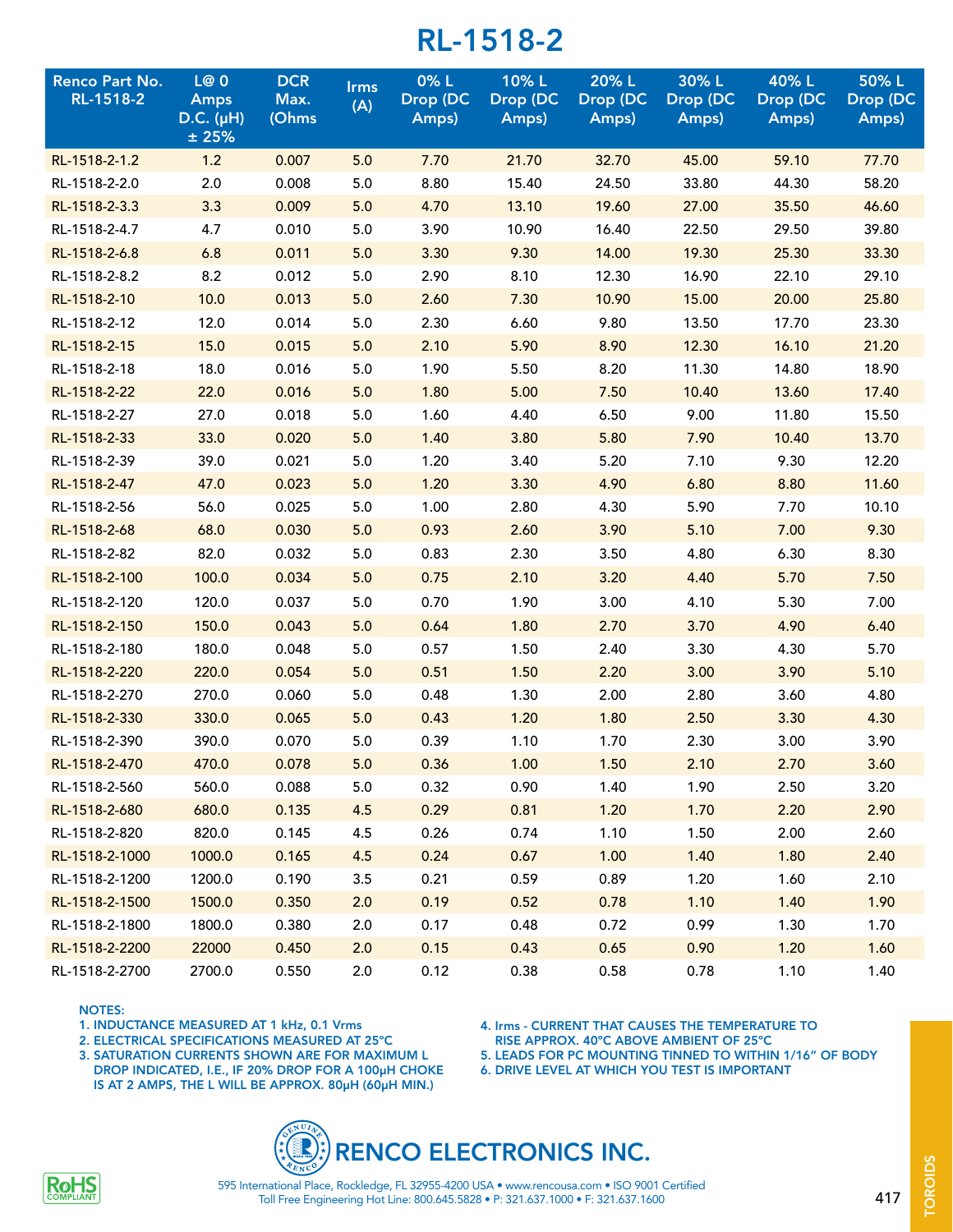# RL-1518-2

| Renco Part No. RL-1518-2 | L@ 0 Amps D.C. (µH) ± 25% | DCR Max. (Ohms | Irms (A) | 0% L Drop (DC Amps) | 10% L Drop (DC Amps) | 20% L Drop (DC Amps) | 30% L Drop (DC Amps) | 40% L Drop (DC Amps) | 50% L Drop (DC Amps) |
|---|---|---|---|---|---|---|---|---|---|
| RL-1518-2-1.2 | 1.2 | 0.007 | 5.0 | 7.70 | 21.70 | 32.70 | 45.00 | 59.10 | 77.70 |
| RL-1518-2-2.0 | 2.0 | 0.008 | 5.0 | 8.80 | 15.40 | 24.50 | 33.80 | 44.30 | 58.20 |
| RL-1518-2-3.3 | 3.3 | 0.009 | 5.0 | 4.70 | 13.10 | 19.60 | 27.00 | 35.50 | 46.60 |
| RL-1518-2-4.7 | 4.7 | 0.010 | 5.0 | 3.90 | 10.90 | 16.40 | 22.50 | 29.50 | 39.80 |
| RL-1518-2-6.8 | 6.8 | 0.011 | 5.0 | 3.30 | 9.30 | 14.00 | 19.30 | 25.30 | 33.30 |
| RL-1518-2-8.2 | 8.2 | 0.012 | 5.0 | 2.90 | 8.10 | 12.30 | 16.90 | 22.10 | 29.10 |
| RL-1518-2-10 | 10.0 | 0.013 | 5.0 | 2.60 | 7.30 | 10.90 | 15.00 | 20.00 | 25.80 |
| RL-1518-2-12 | 12.0 | 0.014 | 5.0 | 2.30 | 6.60 | 9.80 | 13.50 | 17.70 | 23.30 |
| RL-1518-2-15 | 15.0 | 0.015 | 5.0 | 2.10 | 5.90 | 8.90 | 12.30 | 16.10 | 21.20 |
| RL-1518-2-18 | 18.0 | 0.016 | 5.0 | 1.90 | 5.50 | 8.20 | 11.30 | 14.80 | 18.90 |
| RL-1518-2-22 | 22.0 | 0.016 | 5.0 | 1.80 | 5.00 | 7.50 | 10.40 | 13.60 | 17.40 |
| RL-1518-2-27 | 27.0 | 0.018 | 5.0 | 1.60 | 4.40 | 6.50 | 9.00 | 11.80 | 15.50 |
| RL-1518-2-33 | 33.0 | 0.020 | 5.0 | 1.40 | 3.80 | 5.80 | 7.90 | 10.40 | 13.70 |
| RL-1518-2-39 | 39.0 | 0.021 | 5.0 | 1.20 | 3.40 | 5.20 | 7.10 | 9.30 | 12.20 |
| RL-1518-2-47 | 47.0 | 0.023 | 5.0 | 1.20 | 3.30 | 4.90 | 6.80 | 8.80 | 11.60 |
| RL-1518-2-56 | 56.0 | 0.025 | 5.0 | 1.00 | 2.80 | 4.30 | 5.90 | 7.70 | 10.10 |
| RL-1518-2-68 | 68.0 | 0.030 | 5.0 | 0.93 | 2.60 | 3.90 | 5.10 | 7.00 | 9.30 |
| RL-1518-2-82 | 82.0 | 0.032 | 5.0 | 0.83 | 2.30 | 3.50 | 4.80 | 6.30 | 8.30 |
| RL-1518-2-100 | 100.0 | 0.034 | 5.0 | 0.75 | 2.10 | 3.20 | 4.40 | 5.70 | 7.50 |
| RL-1518-2-120 | 120.0 | 0.037 | 5.0 | 0.70 | 1.90 | 3.00 | 4.10 | 5.30 | 7.00 |
| RL-1518-2-150 | 150.0 | 0.043 | 5.0 | 0.64 | 1.80 | 2.70 | 3.70 | 4.90 | 6.40 |
| RL-1518-2-180 | 180.0 | 0.048 | 5.0 | 0.57 | 1.50 | 2.40 | 3.30 | 4.30 | 5.70 |
| RL-1518-2-220 | 220.0 | 0.054 | 5.0 | 0.51 | 1.50 | 2.20 | 3.00 | 3.90 | 5.10 |
| RL-1518-2-270 | 270.0 | 0.060 | 5.0 | 0.48 | 1.30 | 2.00 | 2.80 | 3.60 | 4.80 |
| RL-1518-2-330 | 330.0 | 0.065 | 5.0 | 0.43 | 1.20 | 1.80 | 2.50 | 3.30 | 4.30 |
| RL-1518-2-390 | 390.0 | 0.070 | 5.0 | 0.39 | 1.10 | 1.70 | 2.30 | 3.00 | 3.90 |
| RL-1518-2-470 | 470.0 | 0.078 | 5.0 | 0.36 | 1.00 | 1.50 | 2.10 | 2.70 | 3.60 |
| RL-1518-2-560 | 560.0 | 0.088 | 5.0 | 0.32 | 0.90 | 1.40 | 1.90 | 2.50 | 3.20 |
| RL-1518-2-680 | 680.0 | 0.135 | 4.5 | 0.29 | 0.81 | 1.20 | 1.70 | 2.20 | 2.90 |
| RL-1518-2-820 | 820.0 | 0.145 | 4.5 | 0.26 | 0.74 | 1.10 | 1.50 | 2.00 | 2.60 |
| RL-1518-2-1000 | 1000.0 | 0.165 | 4.5 | 0.24 | 0.67 | 1.00 | 1.40 | 1.80 | 2.40 |
| RL-1518-2-1200 | 1200.0 | 0.190 | 3.5 | 0.21 | 0.59 | 0.89 | 1.20 | 1.60 | 2.10 |
| RL-1518-2-1500 | 1500.0 | 0.350 | 2.0 | 0.19 | 0.52 | 0.78 | 1.10 | 1.40 | 1.90 |
| RL-1518-2-1800 | 1800.0 | 0.380 | 2.0 | 0.17 | 0.48 | 0.72 | 0.99 | 1.30 | 1.70 |
| RL-1518-2-2200 | 22000 | 0.450 | 2.0 | 0.15 | 0.43 | 0.65 | 0.90 | 1.20 | 1.60 |
| RL-1518-2-2700 | 2700.0 | 0.550 | 2.0 | 0.12 | 0.38 | 0.58 | 0.78 | 1.10 | 1.40 |

NOTES:
1. INDUCTANCE MEASURED AT 1 kHz, 0.1 Vrms
2. ELECTRICAL SPECIFICATIONS MEASURED AT 25°C
3. SATURATION CURRENTS SHOWN ARE FOR MAXIMUM L DROP INDICATED, I.E., IF 20% DROP FOR A 100µH CHOKE IS AT 2 AMPS, THE L WILL BE APPROX. 80µH (60µH MIN.)
4. Irms - CURRENT THAT CAUSES THE TEMPERATURE TO RISE APPROX. 40°C ABOVE AMBIENT OF 25°C
5. LEADS FOR PC MOUNTING TINNED TO WITHIN 1/16" OF BODY
6. DRIVE LEVEL AT WHICH YOU TEST IS IMPORTANT

RENCO ELECTRONICS INC.

595 International Place, Rockledge, FL 32955-4200 USA • www.rencousa.com • ISO 9001 Certified
Toll Free Engineering Hot Line: 800.645.5828 • P: 321.637.1000 • F: 321.637.1600

RoHS COMPLIANT

TOROIDS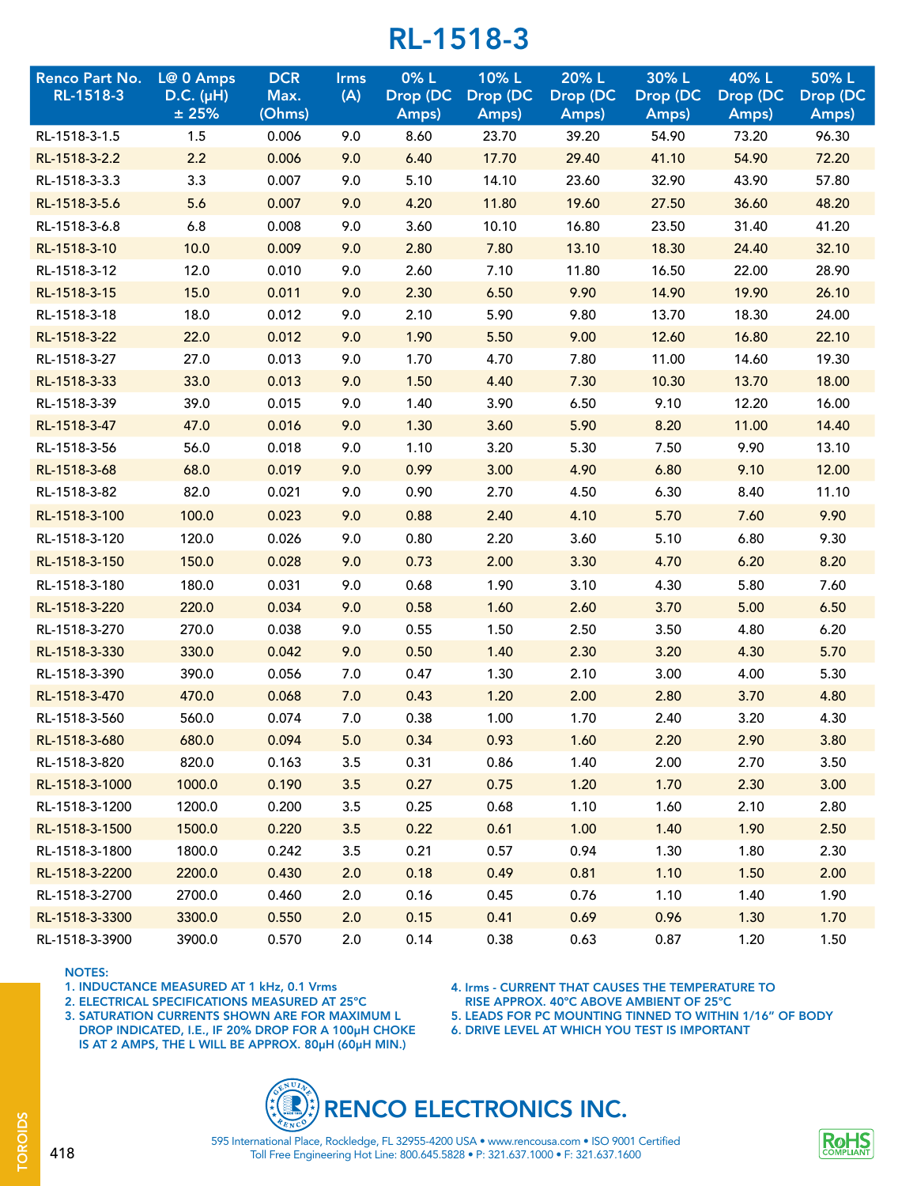# RL-1518-3

| Renco Part No. RL-1518-3 | L@ 0 Amps D.C. (µH) ± 25% | DCR Max. (Ohms) | Irms (A) | 0% L Drop (DC Amps) | 10% L Drop (DC Amps) | 20% L Drop (DC Amps) | 30% L Drop (DC Amps) | 40% L Drop (DC Amps) | 50% L Drop (DC Amps) |
|---|---|---|---|---|---|---|---|---|---|
| RL-1518-3-1.5 | 1.5 | 0.006 | 9.0 | 8.60 | 23.70 | 39.20 | 54.90 | 73.20 | 96.30 |
| RL-1518-3-2.2 | 2.2 | 0.006 | 9.0 | 6.40 | 17.70 | 29.40 | 41.10 | 54.90 | 72.20 |
| RL-1518-3-3.3 | 3.3 | 0.007 | 9.0 | 5.10 | 14.10 | 23.60 | 32.90 | 43.90 | 57.80 |
| RL-1518-3-5.6 | 5.6 | 0.007 | 9.0 | 4.20 | 11.80 | 19.60 | 27.50 | 36.60 | 48.20 |
| RL-1518-3-6.8 | 6.8 | 0.008 | 9.0 | 3.60 | 10.10 | 16.80 | 23.50 | 31.40 | 41.20 |
| RL-1518-3-10 | 10.0 | 0.009 | 9.0 | 2.80 | 7.80 | 13.10 | 18.30 | 24.40 | 32.10 |
| RL-1518-3-12 | 12.0 | 0.010 | 9.0 | 2.60 | 7.10 | 11.80 | 16.50 | 22.00 | 28.90 |
| RL-1518-3-15 | 15.0 | 0.011 | 9.0 | 2.30 | 6.50 | 9.90 | 14.90 | 19.90 | 26.10 |
| RL-1518-3-18 | 18.0 | 0.012 | 9.0 | 2.10 | 5.90 | 9.80 | 13.70 | 18.30 | 24.00 |
| RL-1518-3-22 | 22.0 | 0.012 | 9.0 | 1.90 | 5.50 | 9.00 | 12.60 | 16.80 | 22.10 |
| RL-1518-3-27 | 27.0 | 0.013 | 9.0 | 1.70 | 4.70 | 7.80 | 11.00 | 14.60 | 19.30 |
| RL-1518-3-33 | 33.0 | 0.013 | 9.0 | 1.50 | 4.40 | 7.30 | 10.30 | 13.70 | 18.00 |
| RL-1518-3-39 | 39.0 | 0.015 | 9.0 | 1.40 | 3.90 | 6.50 | 9.10 | 12.20 | 16.00 |
| RL-1518-3-47 | 47.0 | 0.016 | 9.0 | 1.30 | 3.60 | 5.90 | 8.20 | 11.00 | 14.40 |
| RL-1518-3-56 | 56.0 | 0.018 | 9.0 | 1.10 | 3.20 | 5.30 | 7.50 | 9.90 | 13.10 |
| RL-1518-3-68 | 68.0 | 0.019 | 9.0 | 0.99 | 3.00 | 4.90 | 6.80 | 9.10 | 12.00 |
| RL-1518-3-82 | 82.0 | 0.021 | 9.0 | 0.90 | 2.70 | 4.50 | 6.30 | 8.40 | 11.10 |
| RL-1518-3-100 | 100.0 | 0.023 | 9.0 | 0.88 | 2.40 | 4.10 | 5.70 | 7.60 | 9.90 |
| RL-1518-3-120 | 120.0 | 0.026 | 9.0 | 0.80 | 2.20 | 3.60 | 5.10 | 6.80 | 9.30 |
| RL-1518-3-150 | 150.0 | 0.028 | 9.0 | 0.73 | 2.00 | 3.30 | 4.70 | 6.20 | 8.20 |
| RL-1518-3-180 | 180.0 | 0.031 | 9.0 | 0.68 | 1.90 | 3.10 | 4.30 | 5.80 | 7.60 |
| RL-1518-3-220 | 220.0 | 0.034 | 9.0 | 0.58 | 1.60 | 2.60 | 3.70 | 5.00 | 6.50 |
| RL-1518-3-270 | 270.0 | 0.038 | 9.0 | 0.55 | 1.50 | 2.50 | 3.50 | 4.80 | 6.20 |
| RL-1518-3-330 | 330.0 | 0.042 | 9.0 | 0.50 | 1.40 | 2.30 | 3.20 | 4.30 | 5.70 |
| RL-1518-3-390 | 390.0 | 0.056 | 7.0 | 0.47 | 1.30 | 2.10 | 3.00 | 4.00 | 5.30 |
| RL-1518-3-470 | 470.0 | 0.068 | 7.0 | 0.43 | 1.20 | 2.00 | 2.80 | 3.70 | 4.80 |
| RL-1518-3-560 | 560.0 | 0.074 | 7.0 | 0.38 | 1.00 | 1.70 | 2.40 | 3.20 | 4.30 |
| RL-1518-3-680 | 680.0 | 0.094 | 5.0 | 0.34 | 0.93 | 1.60 | 2.20 | 2.90 | 3.80 |
| RL-1518-3-820 | 820.0 | 0.163 | 3.5 | 0.31 | 0.86 | 1.40 | 2.00 | 2.70 | 3.50 |
| RL-1518-3-1000 | 1000.0 | 0.190 | 3.5 | 0.27 | 0.75 | 1.20 | 1.70 | 2.30 | 3.00 |
| RL-1518-3-1200 | 1200.0 | 0.200 | 3.5 | 0.25 | 0.68 | 1.10 | 1.60 | 2.10 | 2.80 |
| RL-1518-3-1500 | 1500.0 | 0.220 | 3.5 | 0.22 | 0.61 | 1.00 | 1.40 | 1.90 | 2.50 |
| RL-1518-3-1800 | 1800.0 | 0.242 | 3.5 | 0.21 | 0.57 | 0.94 | 1.30 | 1.80 | 2.30 |
| RL-1518-3-2200 | 2200.0 | 0.430 | 2.0 | 0.18 | 0.49 | 0.81 | 1.10 | 1.50 | 2.00 |
| RL-1518-3-2700 | 2700.0 | 0.460 | 2.0 | 0.16 | 0.45 | 0.76 | 1.10 | 1.40 | 1.90 |
| RL-1518-3-3300 | 3300.0 | 0.550 | 2.0 | 0.15 | 0.41 | 0.69 | 0.96 | 1.30 | 1.70 |
| RL-1518-3-3900 | 3900.0 | 0.570 | 2.0 | 0.14 | 0.38 | 0.63 | 0.87 | 1.20 | 1.50 |

NOTES:
1. INDUCTANCE MEASURED AT 1 kHz, 0.1 Vrms
2. ELECTRICAL SPECIFICATIONS MEASURED AT 25°C
3. SATURATION CURRENTS SHOWN ARE FOR MAXIMUM L DROP INDICATED, I.E., IF 20% DROP FOR A 100µH CHOKE IS AT 2 AMPS, THE L WILL BE APPROX. 80µH (60µH MIN.)
4. Irms - CURRENT THAT CAUSES THE TEMPERATURE TO RISE APPROX. 40°C ABOVE AMBIENT OF 25°C
5. LEADS FOR PC MOUNTING TINNED TO WITHIN 1/16" OF BODY
6. DRIVE LEVEL AT WHICH YOU TEST IS IMPORTANT

RENCO ELECTRONICS INC.

595 International Place, Rockledge, FL 32955-4200 USA • www.rencousa.com • ISO 9001 Certified
Toll Free Engineering Hot Line: 800.645.5828 • P: 321.637.1000 • F: 321.637.1600

RoHS COMPLIANT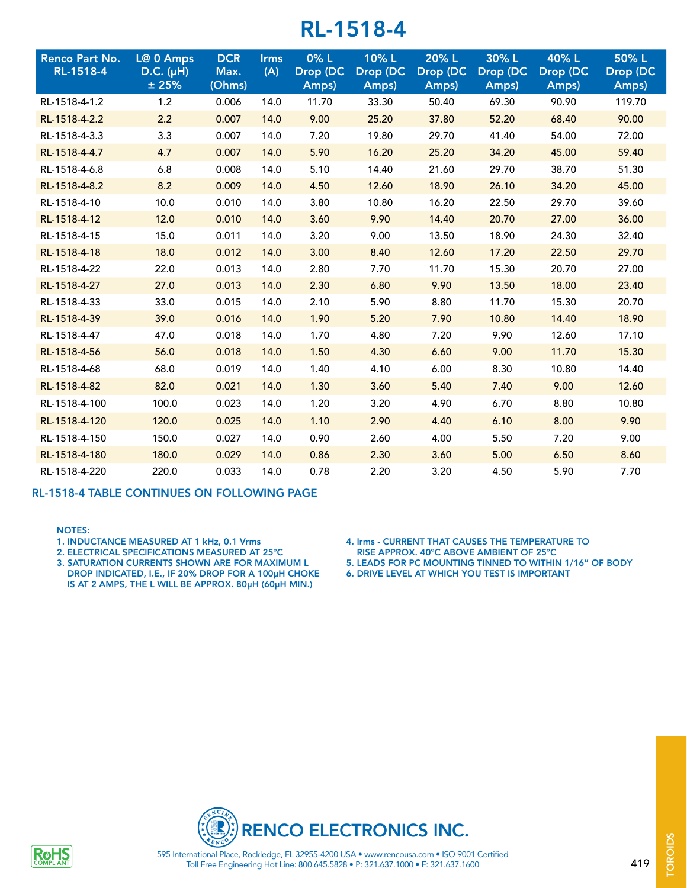# RL-1518-4

| Renco Part No. RL-1518-4 | L@ 0 Amps D.C. (µH) ± 25% | DCR Max. (Ohms) | Irms (A) | 0% L Drop (DC Amps) | 10% L Drop (DC Amps) | 20% L Drop (DC Amps) | 30% L Drop (DC Amps) | 40% L Drop (DC Amps) | 50% L Drop (DC Amps) |
|---|---|---|---|---|---|---|---|---|---|
| RL-1518-4-1.2 | 1.2 | 0.006 | 14.0 | 11.70 | 33.30 | 50.40 | 69.30 | 90.90 | 119.70 |
| RL-1518-4-2.2 | 2.2 | 0.007 | 14.0 | 9.00 | 25.20 | 37.80 | 52.20 | 68.40 | 90.00 |
| RL-1518-4-3.3 | 3.3 | 0.007 | 14.0 | 7.20 | 19.80 | 29.70 | 41.40 | 54.00 | 72.00 |
| RL-1518-4-4.7 | 4.7 | 0.007 | 14.0 | 5.90 | 16.20 | 25.20 | 34.20 | 45.00 | 59.40 |
| RL-1518-4-6.8 | 6.8 | 0.008 | 14.0 | 5.10 | 14.40 | 21.60 | 29.70 | 38.70 | 51.30 |
| RL-1518-4-8.2 | 8.2 | 0.009 | 14.0 | 4.50 | 12.60 | 18.90 | 26.10 | 34.20 | 45.00 |
| RL-1518-4-10 | 10.0 | 0.010 | 14.0 | 3.80 | 10.80 | 16.20 | 22.50 | 29.70 | 39.60 |
| RL-1518-4-12 | 12.0 | 0.010 | 14.0 | 3.60 | 9.90 | 14.40 | 20.70 | 27.00 | 36.00 |
| RL-1518-4-15 | 15.0 | 0.011 | 14.0 | 3.20 | 9.00 | 13.50 | 18.90 | 24.30 | 32.40 |
| RL-1518-4-18 | 18.0 | 0.012 | 14.0 | 3.00 | 8.40 | 12.60 | 17.20 | 22.50 | 29.70 |
| RL-1518-4-22 | 22.0 | 0.013 | 14.0 | 2.80 | 7.70 | 11.70 | 15.30 | 20.70 | 27.00 |
| RL-1518-4-27 | 27.0 | 0.013 | 14.0 | 2.30 | 6.80 | 9.90 | 13.50 | 18.00 | 23.40 |
| RL-1518-4-33 | 33.0 | 0.015 | 14.0 | 2.10 | 5.90 | 8.80 | 11.70 | 15.30 | 20.70 |
| RL-1518-4-39 | 39.0 | 0.016 | 14.0 | 1.90 | 5.20 | 7.90 | 10.80 | 14.40 | 18.90 |
| RL-1518-4-47 | 47.0 | 0.018 | 14.0 | 1.70 | 4.80 | 7.20 | 9.90 | 12.60 | 17.10 |
| RL-1518-4-56 | 56.0 | 0.018 | 14.0 | 1.50 | 4.30 | 6.60 | 9.00 | 11.70 | 15.30 |
| RL-1518-4-68 | 68.0 | 0.019 | 14.0 | 1.40 | 4.10 | 6.00 | 8.30 | 10.80 | 14.40 |
| RL-1518-4-82 | 82.0 | 0.021 | 14.0 | 1.30 | 3.60 | 5.40 | 7.40 | 9.00 | 12.60 |
| RL-1518-4-100 | 100.0 | 0.023 | 14.0 | 1.20 | 3.20 | 4.90 | 6.70 | 8.80 | 10.80 |
| RL-1518-4-120 | 120.0 | 0.025 | 14.0 | 1.10 | 2.90 | 4.40 | 6.10 | 8.00 | 9.90 |
| RL-1518-4-150 | 150.0 | 0.027 | 14.0 | 0.90 | 2.60 | 4.00 | 5.50 | 7.20 | 9.00 |
| RL-1518-4-180 | 180.0 | 0.029 | 14.0 | 0.86 | 2.30 | 3.60 | 5.00 | 6.50 | 8.60 |
| RL-1518-4-220 | 220.0 | 0.033 | 14.0 | 0.78 | 2.20 | 3.20 | 4.50 | 5.90 | 7.70 |

RL-1518-4 TABLE CONTINUES ON FOLLOWING PAGE

NOTES:

1. INDUCTANCE MEASURED AT 1 kHz, 0.1 Vrms
2. ELECTRICAL SPECIFICATIONS MEASURED AT 25°C
3. SATURATION CURRENTS SHOWN ARE FOR MAXIMUM L DROP INDICATED, I.E., IF 20% DROP FOR A 100µH CHOKE IS AT 2 AMPS, THE L WILL BE APPROX. 80µH (60µH MIN.)
4. Irms - CURRENT THAT CAUSES THE TEMPERATURE TO RISE APPROX. 40°C ABOVE AMBIENT OF 25°C
5. LEADS FOR PC MOUNTING TINNED TO WITHIN 1/16" OF BODY
6. DRIVE LEVEL AT WHICH YOU TEST IS IMPORTANT

RENCO ELECTRONICS INC.

595 International Place, Rockledge, FL 32955-4200 USA • www.rencousa.com • ISO 9001 Certified
Toll Free Engineering Hot Line: 800.645.5828 • P: 321.637.1000 • F: 321.637.1600

RoHS COMPLIANT

TOROIDS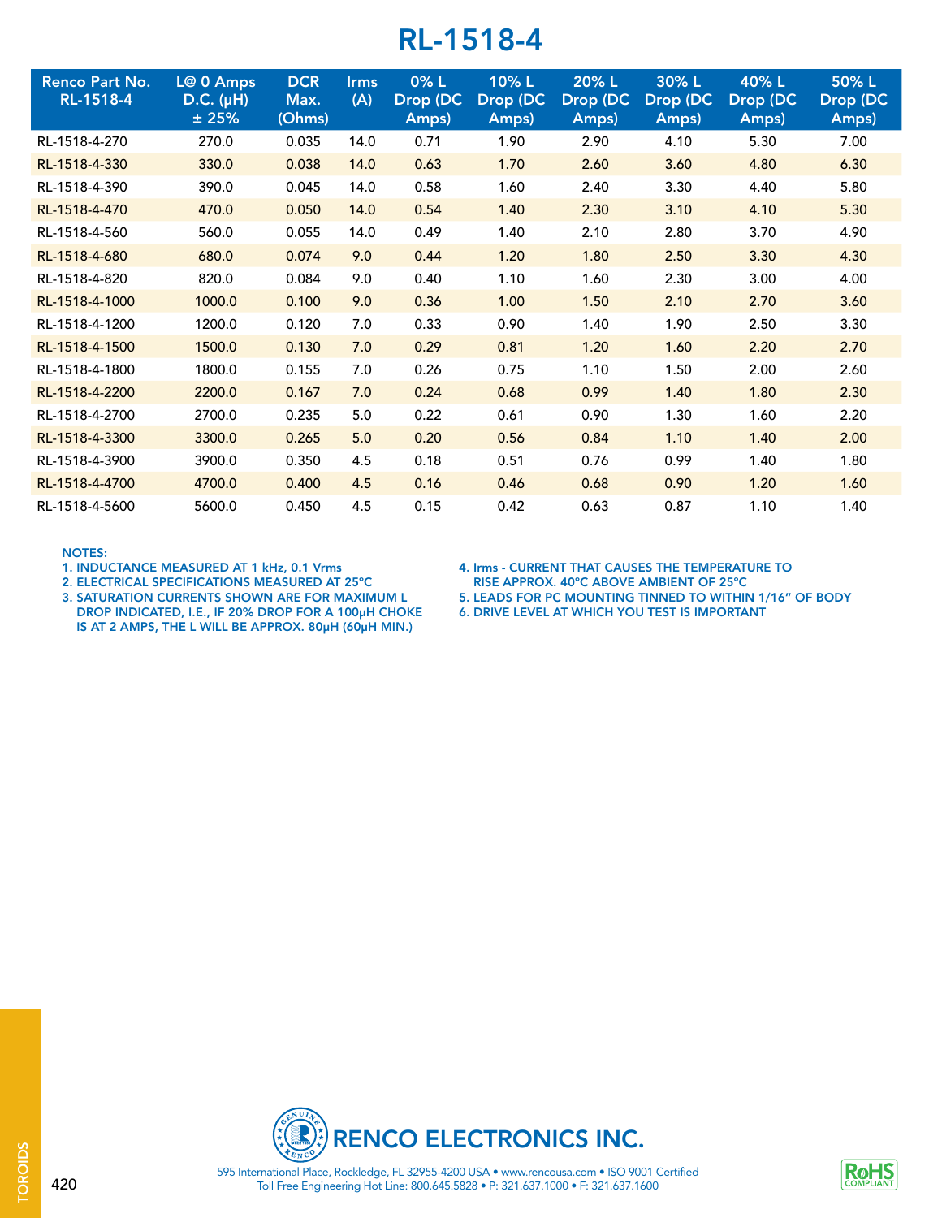# RL-1518-4

| Renco Part No. RL-1518-4 | L@ 0 Amps D.C. (μH) ± 25% | DCR Max. (Ohms) | Irms (A) | 0% L Drop (DC Amps) | 10% L Drop (DC Amps) | 20% L Drop (DC Amps) | 30% L Drop (DC Amps) | 40% L Drop (DC Amps) | 50% L Drop (DC Amps) |
|---|---|---|---|---|---|---|---|---|---|
| RL-1518-4-270 | 270.0 | 0.035 | 14.0 | 0.71 | 1.90 | 2.90 | 4.10 | 5.30 | 7.00 |
| RL-1518-4-330 | 330.0 | 0.038 | 14.0 | 0.63 | 1.70 | 2.60 | 3.60 | 4.80 | 6.30 |
| RL-1518-4-390 | 390.0 | 0.045 | 14.0 | 0.58 | 1.60 | 2.40 | 3.30 | 4.40 | 5.80 |
| RL-1518-4-470 | 470.0 | 0.050 | 14.0 | 0.54 | 1.40 | 2.30 | 3.10 | 4.10 | 5.30 |
| RL-1518-4-560 | 560.0 | 0.055 | 14.0 | 0.49 | 1.40 | 2.10 | 2.80 | 3.70 | 4.90 |
| RL-1518-4-680 | 680.0 | 0.074 | 9.0 | 0.44 | 1.20 | 1.80 | 2.50 | 3.30 | 4.30 |
| RL-1518-4-820 | 820.0 | 0.084 | 9.0 | 0.40 | 1.10 | 1.60 | 2.30 | 3.00 | 4.00 |
| RL-1518-4-1000 | 1000.0 | 0.100 | 9.0 | 0.36 | 1.00 | 1.50 | 2.10 | 2.70 | 3.60 |
| RL-1518-4-1200 | 1200.0 | 0.120 | 7.0 | 0.33 | 0.90 | 1.40 | 1.90 | 2.50 | 3.30 |
| RL-1518-4-1500 | 1500.0 | 0.130 | 7.0 | 0.29 | 0.81 | 1.20 | 1.60 | 2.20 | 2.70 |
| RL-1518-4-1800 | 1800.0 | 0.155 | 7.0 | 0.26 | 0.75 | 1.10 | 1.50 | 2.00 | 2.60 |
| RL-1518-4-2200 | 2200.0 | 0.167 | 7.0 | 0.24 | 0.68 | 0.99 | 1.40 | 1.80 | 2.30 |
| RL-1518-4-2700 | 2700.0 | 0.235 | 5.0 | 0.22 | 0.61 | 0.90 | 1.30 | 1.60 | 2.20 |
| RL-1518-4-3300 | 3300.0 | 0.265 | 5.0 | 0.20 | 0.56 | 0.84 | 1.10 | 1.40 | 2.00 |
| RL-1518-4-3900 | 3900.0 | 0.350 | 4.5 | 0.18 | 0.51 | 0.76 | 0.99 | 1.40 | 1.80 |
| RL-1518-4-4700 | 4700.0 | 0.400 | 4.5 | 0.16 | 0.46 | 0.68 | 0.90 | 1.20 | 1.60 |
| RL-1518-4-5600 | 5600.0 | 0.450 | 4.5 | 0.15 | 0.42 | 0.63 | 0.87 | 1.10 | 1.40 |

NOTES:

1. INDUCTANCE MEASURED AT 1 kHz, 0.1 Vrms
2. ELECTRICAL SPECIFICATIONS MEASURED AT 25°C
3. SATURATION CURRENTS SHOWN ARE FOR MAXIMUM L DROP INDICATED, I.E., IF 20% DROP FOR A 100μH CHOKE IS AT 2 AMPS, THE L WILL BE APPROX. 80μH (60μH MIN.)
4. Irms - CURRENT THAT CAUSES THE TEMPERATURE TO RISE APPROX. 40°C ABOVE AMBIENT OF 25°C
5. LEADS FOR PC MOUNTING TINNED TO WITHIN 1/16" OF BODY
6. DRIVE LEVEL AT WHICH YOU TEST IS IMPORTANT

RENCO ELECTRONICS INC.

595 International Place, Rockledge, FL 32955-4200 USA • www.rencousa.com • ISO 9001 Certified
Toll Free Engineering Hot Line: 800.645.5828 • P: 321.637.1000 • F: 321.637.1600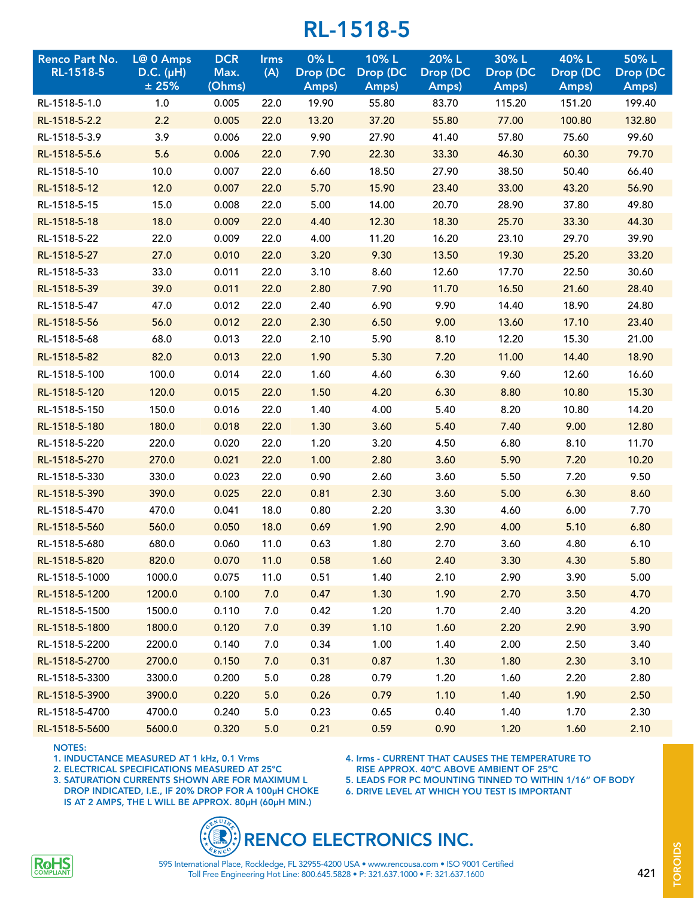# RL-1518-5

| Renco Part No. RL-1518-5 | L@ 0 Amps D.C. (µH) ± 25% | DCR Max. (Ohms) | Irms (A) | 0% L Drop (DC Amps) | 10% L Drop (DC Amps) | 20% L Drop (DC Amps) | 30% L Drop (DC Amps) | 40% L Drop (DC Amps) | 50% L Drop (DC Amps) |
|---|---|---|---|---|---|---|---|---|---|
| RL-1518-5-1.0 | 1.0 | 0.005 | 22.0 | 19.90 | 55.80 | 83.70 | 115.20 | 151.20 | 199.40 |
| RL-1518-5-2.2 | 2.2 | 0.005 | 22.0 | 13.20 | 37.20 | 55.80 | 77.00 | 100.80 | 132.80 |
| RL-1518-5-3.9 | 3.9 | 0.006 | 22.0 | 9.90 | 27.90 | 41.40 | 57.80 | 75.60 | 99.60 |
| RL-1518-5-5.6 | 5.6 | 0.006 | 22.0 | 7.90 | 22.30 | 33.30 | 46.30 | 60.30 | 79.70 |
| RL-1518-5-10 | 10.0 | 0.007 | 22.0 | 6.60 | 18.50 | 27.90 | 38.50 | 50.40 | 66.40 |
| RL-1518-5-12 | 12.0 | 0.007 | 22.0 | 5.70 | 15.90 | 23.40 | 33.00 | 43.20 | 56.90 |
| RL-1518-5-15 | 15.0 | 0.008 | 22.0 | 5.00 | 14.00 | 20.70 | 28.90 | 37.80 | 49.80 |
| RL-1518-5-18 | 18.0 | 0.009 | 22.0 | 4.40 | 12.30 | 18.30 | 25.70 | 33.30 | 44.30 |
| RL-1518-5-22 | 22.0 | 0.009 | 22.0 | 4.00 | 11.20 | 16.20 | 23.10 | 29.70 | 39.90 |
| RL-1518-5-27 | 27.0 | 0.010 | 22.0 | 3.20 | 9.30 | 13.50 | 19.30 | 25.20 | 33.20 |
| RL-1518-5-33 | 33.0 | 0.011 | 22.0 | 3.10 | 8.60 | 12.60 | 17.70 | 22.50 | 30.60 |
| RL-1518-5-39 | 39.0 | 0.011 | 22.0 | 2.80 | 7.90 | 11.70 | 16.50 | 21.60 | 28.40 |
| RL-1518-5-47 | 47.0 | 0.012 | 22.0 | 2.40 | 6.90 | 9.90 | 14.40 | 18.90 | 24.80 |
| RL-1518-5-56 | 56.0 | 0.012 | 22.0 | 2.30 | 6.50 | 9.00 | 13.60 | 17.10 | 23.40 |
| RL-1518-5-68 | 68.0 | 0.013 | 22.0 | 2.10 | 5.90 | 8.10 | 12.20 | 15.30 | 21.00 |
| RL-1518-5-82 | 82.0 | 0.013 | 22.0 | 1.90 | 5.30 | 7.20 | 11.00 | 14.40 | 18.90 |
| RL-1518-5-100 | 100.0 | 0.014 | 22.0 | 1.60 | 4.60 | 6.30 | 9.60 | 12.60 | 16.60 |
| RL-1518-5-120 | 120.0 | 0.015 | 22.0 | 1.50 | 4.20 | 6.30 | 8.80 | 10.80 | 15.30 |
| RL-1518-5-150 | 150.0 | 0.016 | 22.0 | 1.40 | 4.00 | 5.40 | 8.20 | 10.80 | 14.20 |
| RL-1518-5-180 | 180.0 | 0.018 | 22.0 | 1.30 | 3.60 | 5.40 | 7.40 | 9.00 | 12.80 |
| RL-1518-5-220 | 220.0 | 0.020 | 22.0 | 1.20 | 3.20 | 4.50 | 6.80 | 8.10 | 11.70 |
| RL-1518-5-270 | 270.0 | 0.021 | 22.0 | 1.00 | 2.80 | 3.60 | 5.90 | 7.20 | 10.20 |
| RL-1518-5-330 | 330.0 | 0.023 | 22.0 | 0.90 | 2.60 | 3.60 | 5.50 | 7.20 | 9.50 |
| RL-1518-5-390 | 390.0 | 0.025 | 22.0 | 0.81 | 2.30 | 3.60 | 5.00 | 6.30 | 8.60 |
| RL-1518-5-470 | 470.0 | 0.041 | 18.0 | 0.80 | 2.20 | 3.30 | 4.60 | 6.00 | 7.70 |
| RL-1518-5-560 | 560.0 | 0.050 | 18.0 | 0.69 | 1.90 | 2.90 | 4.00 | 5.10 | 6.80 |
| RL-1518-5-680 | 680.0 | 0.060 | 11.0 | 0.63 | 1.80 | 2.70 | 3.60 | 4.80 | 6.10 |
| RL-1518-5-820 | 820.0 | 0.070 | 11.0 | 0.58 | 1.60 | 2.40 | 3.30 | 4.30 | 5.80 |
| RL-1518-5-1000 | 1000.0 | 0.075 | 11.0 | 0.51 | 1.40 | 2.10 | 2.90 | 3.90 | 5.00 |
| RL-1518-5-1200 | 1200.0 | 0.100 | 7.0 | 0.47 | 1.30 | 1.90 | 2.70 | 3.50 | 4.70 |
| RL-1518-5-1500 | 1500.0 | 0.110 | 7.0 | 0.42 | 1.20 | 1.70 | 2.40 | 3.20 | 4.20 |
| RL-1518-5-1800 | 1800.0 | 0.120 | 7.0 | 0.39 | 1.10 | 1.60 | 2.20 | 2.90 | 3.90 |
| RL-1518-5-2200 | 2200.0 | 0.140 | 7.0 | 0.34 | 1.00 | 1.40 | 2.00 | 2.50 | 3.40 |
| RL-1518-5-2700 | 2700.0 | 0.150 | 7.0 | 0.31 | 0.87 | 1.30 | 1.80 | 2.30 | 3.10 |
| RL-1518-5-3300 | 3300.0 | 0.200 | 5.0 | 0.28 | 0.79 | 1.20 | 1.60 | 2.20 | 2.80 |
| RL-1518-5-3900 | 3900.0 | 0.220 | 5.0 | 0.26 | 0.79 | 1.10 | 1.40 | 1.90 | 2.50 |
| RL-1518-5-4700 | 4700.0 | 0.240 | 5.0 | 0.23 | 0.65 | 0.40 | 1.40 | 1.70 | 2.30 |
| RL-1518-5-5600 | 5600.0 | 0.320 | 5.0 | 0.21 | 0.59 | 0.90 | 1.20 | 1.60 | 2.10 |

NOTES:

1. INDUCTANCE MEASURED AT 1 kHz, 0.1 Vrms
2. ELECTRICAL SPECIFICATIONS MEASURED AT 25°C
3. SATURATION CURRENTS SHOWN ARE FOR MAXIMUM L DROP INDICATED, I.E., IF 20% DROP FOR A 100µH CHOKE IS AT 2 AMPS, THE L WILL BE APPROX. 80µH (60µH MIN.)
4. Irms - CURRENT THAT CAUSES THE TEMPERATURE TO RISE APPROX. 40°C ABOVE AMBIENT OF 25°C
5. LEADS FOR PC MOUNTING TINNED TO WITHIN 1/16" OF BODY
6. DRIVE LEVEL AT WHICH YOU TEST IS IMPORTANT

RENCO ELECTRONICS INC.

595 International Place, Rockledge, FL 32955-4200 USA • www.rencousa.com • ISO 9001 Certified
Toll Free Engineering Hot Line: 800.645.5828 • P: 321.637.1000 • F: 321.637.1600

RoHS COMPLIANT

TOROIDS